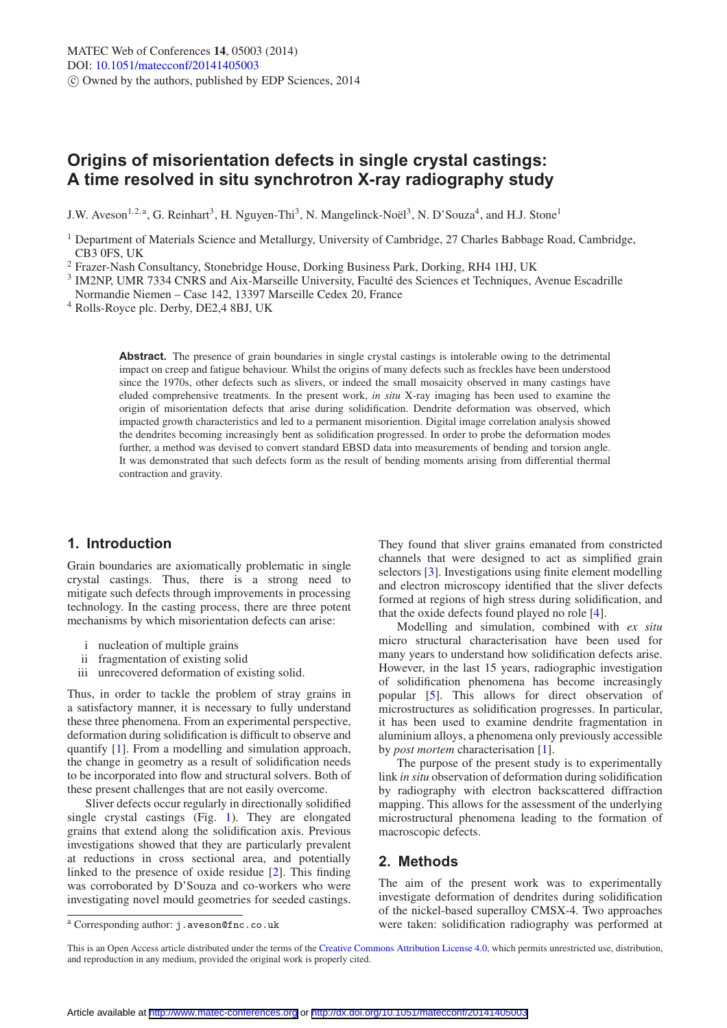# Origins of misorientation defects in single crystal castings: A time resolved in situ synchrotron X-ray radiography study

J.W. Aveson[1,2,a], G. Reinhart[3], H. Nguyen-Thi[3], N. Mangelinck-Noël[3], N. D'Souza[4], and H.J. Stone[1]

[1] Department of Materials Science and Metallurgy, University of Cambridge, 27 Charles Babbage Road, Cambridge, CB3 0FS, UK

[2] Frazer-Nash Consultancy, Stonebridge House, Dorking Business Park, Dorking, RH4 1HJ, UK

[3] IM2NP, UMR 7334 CNRS and Aix-Marseille University, Faculté des Sciences et Techniques, Avenue Escadrille Normandie Niemen – Case 142, 13397 Marseille Cedex 20, France

[4] Rolls-Royce plc. Derby, DE2,4 8BJ, UK

**Abstract.** The presence of grain boundaries in single crystal castings is intolerable owing to the detrimental impact on creep and fatigue behaviour. Whilst the origins of many defects such as freckles have been understood since the 1970s, other defects such as slivers, or indeed the small mosaicity observed in many castings have eluded comprehensive treatments. In the present work, *in situ* X-ray imaging has been used to examine the origin of misorientation defects that arise during solidification. Dendrite deformation was observed, which impacted growth characteristics and led to a permanent misrientation. Digital image correlation analysis showed the dendrites becoming increasingly bent as solidification progressed. In order to probe the deformation modes further, a method was devised to convert standard EBSD data into measurements of bending and torsion angle. It was demonstrated that such defects form as the result of bending moments arising from differential thermal contraction and gravity.

## 1. Introduction

Grain boundaries are axiomatically problematic in single crystal castings. Thus, there is a strong need to mitigate such defects through improvements in processing technology. In the casting process, there are three potent mechanisms by which misorientation defects can arise:

i nucleation of multiple grains
ii fragmentation of existing solid
iii unrecovered deformation of existing solid.

Thus, in order to tackle the problem of stray grains in a satisfactory manner, it is necessary to fully understand these three phenomena. From an experimental perspective, deformation during solidification is difficult to observe and quantify [1]. From a modelling and simulation approach, the change in geometry as a result of solidification needs to be incorporated into flow and structural solvers. Both of these present challenges that are not easily overcome.

Sliver defects occur regularly in directionally solidified single crystal castings (Fig. 1). They are elongated grains that extend along the solidification axis. Previous investigations showed that they are particularly prevalent at reductions in cross sectional area, and potentially linked to the presence of oxide residue [2]. This finding was corroborated by D'Souza and co-workers who were investigating novel mould geometries for seeded castings. They found that sliver grains emanated from constricted channels that were designed to act as simplified grain selectors [3]. Investigations using finite element modelling and electron microscopy identified that the sliver defects formed at regions of high stress during solidification, and that the oxide defects found played no role [4].

Modelling and simulation, combined with *ex situ* micro structural characterisation have been used for many years to understand how solidification defects arise. However, in the last 15 years, radiographic investigation of solidification phenomena has become increasingly popular [5]. This allows for direct observation of microstructures as solidification progresses. In particular, it has been used to examine dendrite fragmentation in aluminium alloys, a phenomena only previously accessible by *post mortem* characterisation [1].

The purpose of the present study is to experimentally link *in situ* observation of deformation during solidification by radiography with electron backscattered diffraction mapping. This allows for the assessment of the underlying microstructural phenomena leading to the formation of macroscopic defects.

## 2. Methods

The aim of the present work was to experimentally investigate deformation of dendrites during solidification of the nickel-based superalloy CMSX-4. Two approaches were taken: solidification radiography was performed at

[a] Corresponding author: j.aveson@fnc.co.uk

This is an Open Access article distributed under the terms of the Creative Commons Attribution License 4.0, which permits unrestricted use, distribution, and reproduction in any medium, provided the original work is properly cited.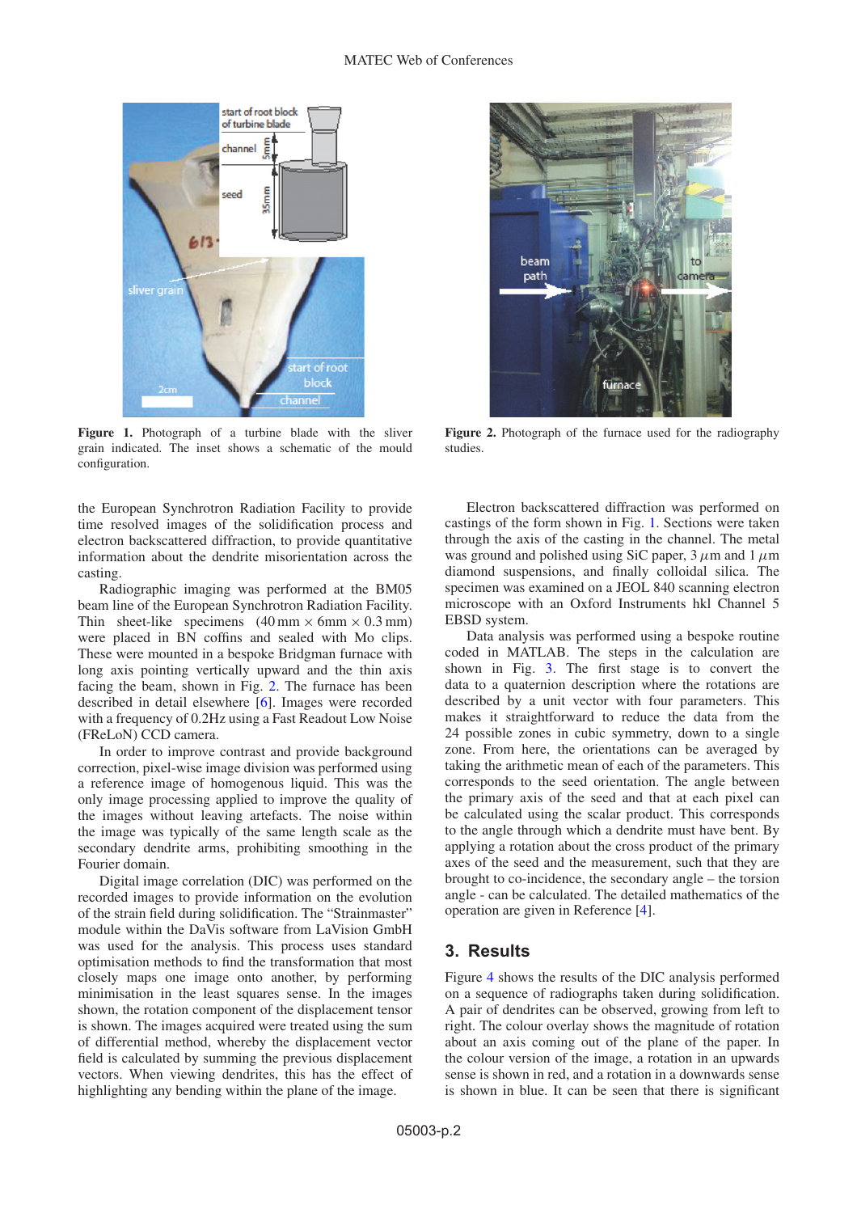Figure 1. Photograph of a turbine blade with the sliver grain indicated. The inset shows a schematic of the mould configuration.

Figure 2. Photograph of the furnace used for the radiography studies.

the European Synchrotron Radiation Facility to provide time resolved images of the solidification process and electron backscattered diffraction, to provide quantitative information about the dendrite misorientation across the casting.

Radiographic imaging was performed at the BM05 beam line of the European Synchrotron Radiation Facility. Thin sheet-like specimens (40 mm × 6mm × 0.3 mm) were placed in BN coffins and sealed with Mo clips. These were mounted in a bespoke Bridgman furnace with long axis pointing vertically upward and the thin axis facing the beam, shown in Fig. 2. The furnace has been described in detail elsewhere [6]. Images were recorded with a frequency of 0.2Hz using a Fast Readout Low Noise (FReLoN) CCD camera.

In order to improve contrast and provide background correction, pixel-wise image division was performed using a reference image of homogenous liquid. This was the only image processing applied to improve the quality of the images without leaving artefacts. The noise within the image was typically of the same length scale as the secondary dendrite arms, prohibiting smoothing in the Fourier domain.

Digital image correlation (DIC) was performed on the recorded images to provide information on the evolution of the strain field during solidification. The "Strainmaster" module within the DaVis software from LaVision GmbH was used for the analysis. This process uses standard optimisation methods to find the transformation that most closely maps one image onto another, by performing minimisation in the least squares sense. In the images shown, the rotation component of the displacement tensor is shown. The images acquired were treated using the sum of differential method, whereby the displacement vector field is calculated by summing the previous displacement vectors. When viewing dendrites, this has the effect of highlighting any bending within the plane of the image.

Electron backscattered diffraction was performed on castings of the form shown in Fig. 1. Sections were taken through the axis of the casting in the channel. The metal was ground and polished using SiC paper, 3 $\mu$m and 1 $\mu$m diamond suspensions, and finally colloidal silica. The specimen was examined on a JEOL 840 scanning electron microscope with an Oxford Instruments hkl Channel 5 EBSD system.

Data analysis was performed using a bespoke routine coded in MATLAB. The steps in the calculation are shown in Fig. 3. The first stage is to convert the data to a quaternion description where the rotations are described by a unit vector with four parameters. This makes it straightforward to reduce the data from the 24 possible zones in cubic symmetry, down to a single zone. From here, the orientations can be averaged by taking the arithmetic mean of each of the parameters. This corresponds to the seed orientation. The angle between the primary axis of the seed and that at each pixel can be calculated using the scalar product. This corresponds to the angle through which a dendrite must have bent. By applying a rotation about the cross product of the primary axes of the seed and the measurement, such that they are brought to co-incidence, the secondary angle – the torsion angle - can be calculated. The detailed mathematics of the operation are given in Reference [4].

## 3. Results

Figure 4 shows the results of the DIC analysis performed on a sequence of radiographs taken during solidification. A pair of dendrites can be observed, growing from left to right. The colour overlay shows the magnitude of rotation about an axis coming out of the plane of the paper. In the colour version of the image, a rotation in an upwards sense is shown in red, and a rotation in a downwards sense is shown in blue. It can be seen that there is significant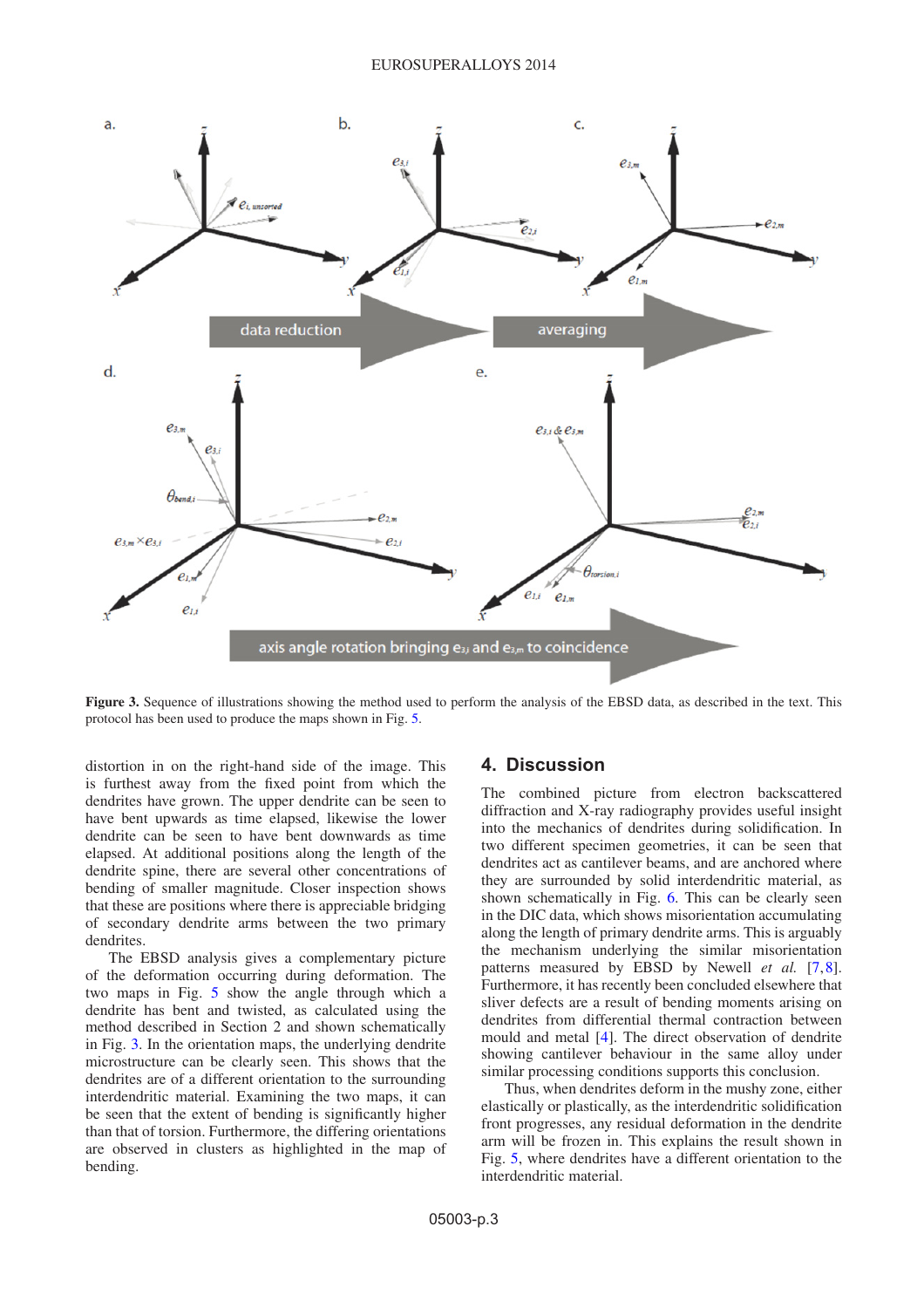**Figure 3.** Sequence of illustrations showing the method used to perform the analysis of the EBSD data, as described in the text. This protocol has been used to produce the maps shown in Fig. 5.

distortion in on the right-hand side of the image. This is furthest away from the fixed point from which the dendrites have grown. The upper dendrite can be seen to have bent upwards as time elapsed, likewise the lower dendrite can be seen to have bent downwards as time elapsed. At additional positions along the length of the dendrite spine, there are several other concentrations of bending of smaller magnitude. Closer inspection shows that these are positions where there is appreciable bridging of secondary dendrite arms between the two primary dendrites.

The EBSD analysis gives a complementary picture of the deformation occurring during deformation. The two maps in Fig. 5 show the angle through which a dendrite has bent and twisted, as calculated using the method described in Section 2 and shown schematically in Fig. 3. In the orientation maps, the underlying dendrite microstructure can be clearly seen. This shows that the dendrites are of a different orientation to the surrounding interdendritic material. Examining the two maps, it can be seen that the extent of bending is significantly higher than that of torsion. Furthermore, the differing orientations are observed in clusters as highlighted in the map of bending.

## 4. Discussion

The combined picture from electron backscattered diffraction and X-ray radiography provides useful insight into the mechanics of dendrites during solidification. In two different specimen geometries, it can be seen that dendrites act as cantilever beams, and are anchored where they are surrounded by solid interdendritic material, as shown schematically in Fig. 6. This can be clearly seen in the DIC data, which shows misorientation accumulating along the length of primary dendrite arms. This is arguably the mechanism underlying the similar misorientation patterns measured by EBSD by Newell *et al.* [7,8]. Furthermore, it has recently been concluded elsewhere that sliver defects are a result of bending moments arising on dendrites from differential thermal contraction between mould and metal [4]. The direct observation of dendrite showing cantilever behaviour in the same alloy under similar processing conditions supports this conclusion.

Thus, when dendrites deform in the mushy zone, either elastically or plastically, as the interdendritic solidification front progresses, any residual deformation in the dendrite arm will be frozen in. This explains the result shown in Fig. 5, where dendrites have a different orientation to the interdendritic material.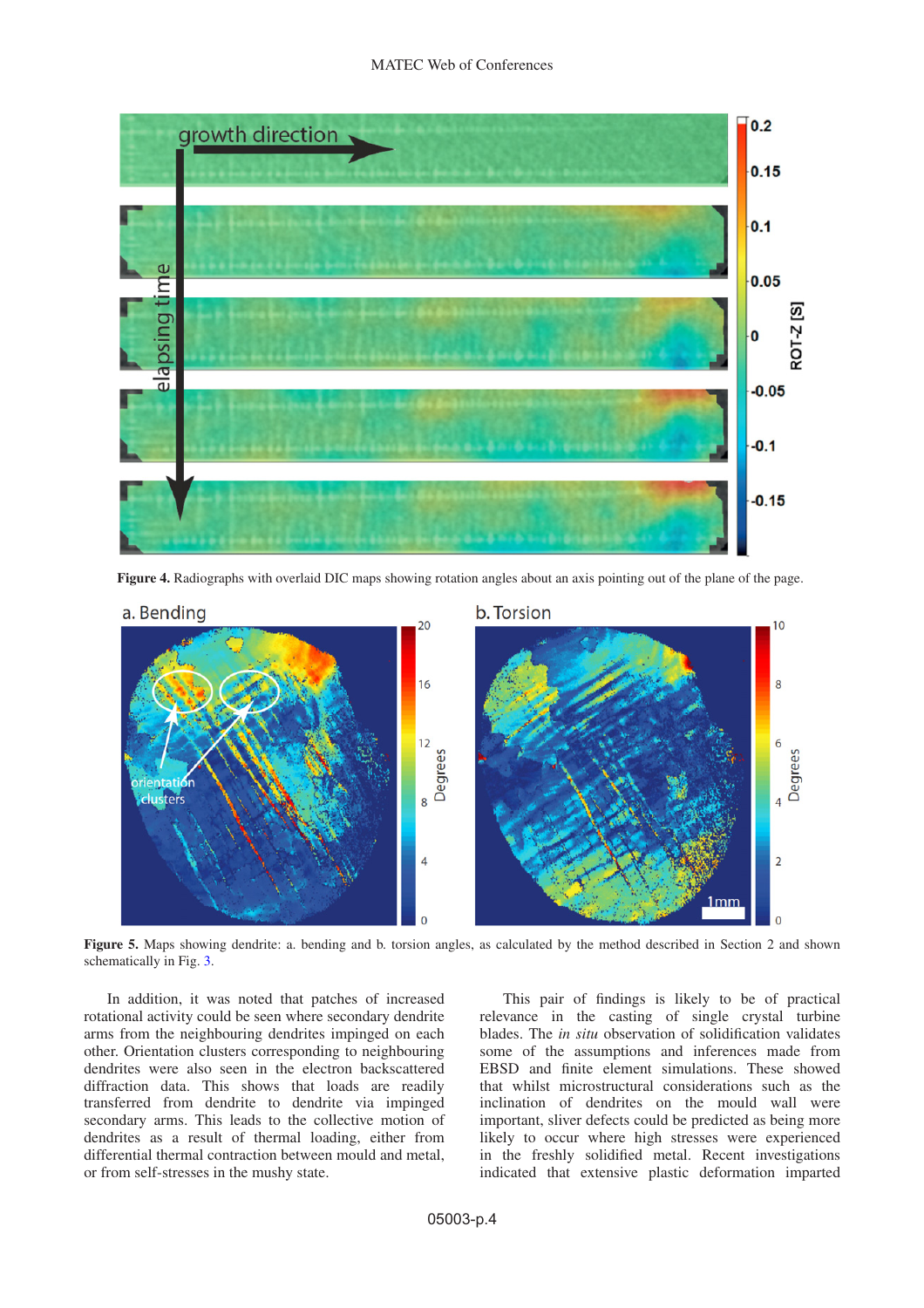**Figure 4.** Radiographs with overlaid DIC maps showing rotation angles about an axis pointing out of the plane of the page.

**Figure 5.** Maps showing dendrite: a. bending and b. torsion angles, as calculated by the method described in Section 2 and shown schematically in Fig. 3.

In addition, it was noted that patches of increased rotational activity could be seen where secondary dendrite arms from the neighbouring dendrites impinged on each other. Orientation clusters corresponding to neighbouring dendrites were also seen in the electron backscattered diffraction data. This shows that loads are readily transferred from dendrite to dendrite via impinged secondary arms. This leads to the collective motion of dendrites as a result of thermal loading, either from differential thermal contraction between mould and metal, or from self-stresses in the mushy state.

This pair of findings is likely to be of practical relevance in the casting of single crystal turbine blades. The *in situ* observation of solidification validates some of the assumptions and inferences made from EBSD and finite element simulations. These showed that whilst microstructural considerations such as the inclination of dendrites on the mould wall were important, sliver defects could be predicted as being more likely to occur where high stresses were experienced in the freshly solidified metal. Recent investigations indicated that extensive plastic deformation imparted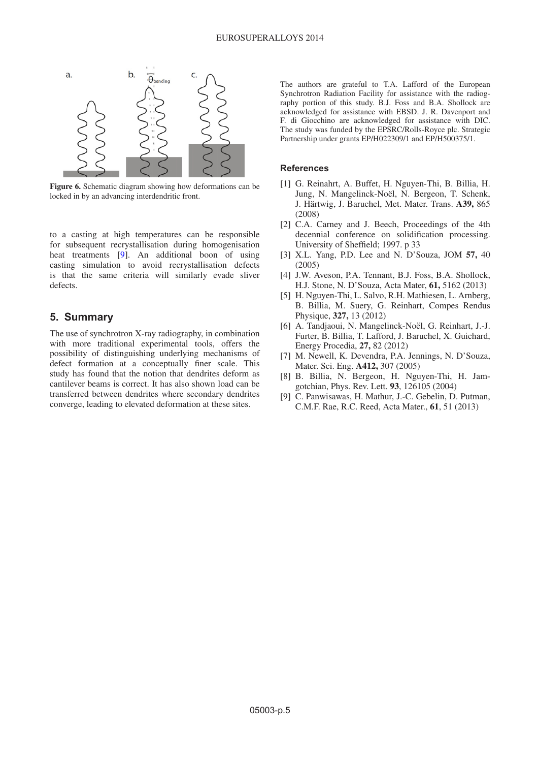a. b. c.

$\theta_{bending}$

**Figure 6.** Schematic diagram showing how deformations can be locked in by an advancing interdendritic front.

to a casting at high temperatures can be responsible for subsequent recrystallisation during homogenisation heat treatments [9]. An additional boon of using casting simulation to avoid recrystallisation defects is that the same criteria will similarly evade sliver defects.

## 5. Summary

The use of synchrotron X-ray radiography, in combination with more traditional experimental tools, offers the possibility of distinguishing underlying mechanisms of defect formation at a conceptually finer scale. This study has found that the notion that dendrites deform as cantilever beams is correct. It has also shown load can be transferred between dendrites where secondary dendrites converge, leading to elevated deformation at these sites.

The authors are grateful to T.A. Lafford of the European Synchrotron Radiation Facility for assistance with the radiography portion of this study. B.J. Foss and B.A. Shollock are acknowledged for assistance with EBSD. J. R. Davenport and F. di Giocchino are acknowledged for assistance with DIC. The study was funded by the EPSRC/Rolls-Royce plc. Strategic Partnership under grants EP/H022309/1 and EP/H500375/1.

## References

[1] G. Reinahrt, A. Buffet, H. Nguyen-Thi, B. Billia, H. Jung, N. Mangelinck-Noël, N. Bergeon, T. Schenk, J. Härtwig, J. Baruchel, Met. Mater. Trans. **A39,** 865 (2008)

[2] C.A. Carney and J. Beech, Proceedings of the 4th decennial conference on solidification processing. University of Sheffield; 1997. p 33

[3] X.L. Yang, P.D. Lee and N. D'Souza, JOM **57,** 40 (2005)

[4] J.W. Aveson, P.A. Tennant, B.J. Foss, B.A. Shollock, H.J. Stone, N. D'Souza, Acta Mater, **61,** 5162 (2013)

[5] H. Nguyen-Thi, L. Salvo, R.H. Mathiesen, L. Arnberg, B. Billia, M. Suery, G. Reinhart, Compes Rendus Physique, **327,** 13 (2012)

[6] A. Tandjaoui, N. Mangelinck-Noël, G. Reinhart, J.-J. Furter, B. Billia, T. Lafford, J. Baruchel, X. Guichard, Energy Procedia, **27,** 82 (2012)

[7] M. Newell, K. Devendra, P.A. Jennings, N. D'Souza, Mater. Sci. Eng. **A412,** 307 (2005)

[8] B. Billia, N. Bergeon, H. Nguyen-Thi, H. Jamgotchian, Phys. Rev. Lett. **93**, 126105 (2004)

[9] C. Panwisawas, H. Mathur, J.-C. Gebelin, D. Putman, C.M.F. Rae, R.C. Reed, Acta Mater., **61**, 51 (2013)